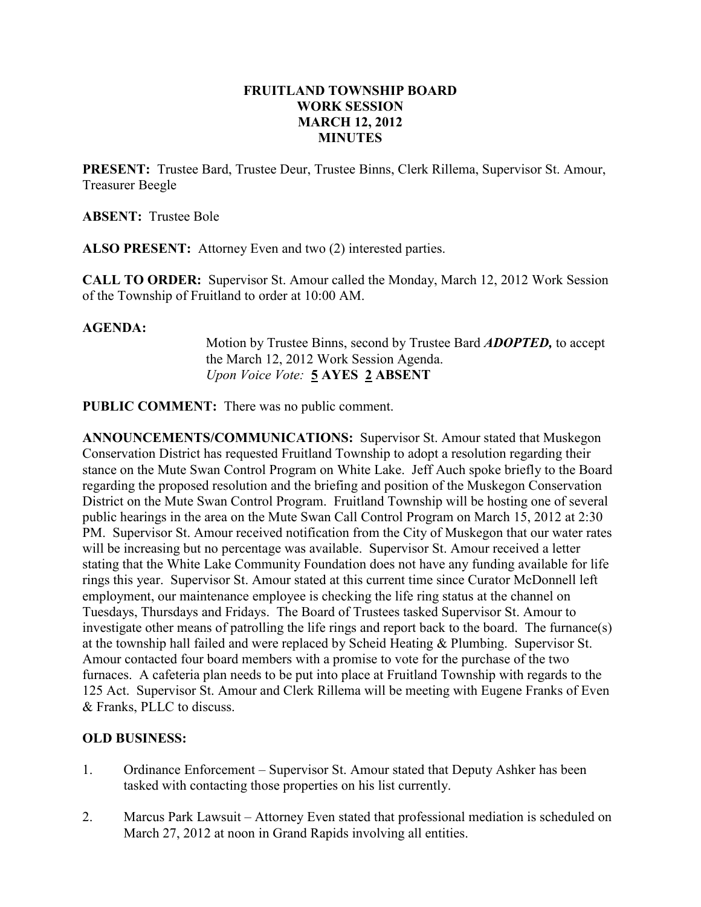**FRUITLAND TOWNSHIP BOARD**
**WORK SESSION**
**MARCH 12, 2012**
**MINUTES**

**PRESENT:** Trustee Bard, Trustee Deur, Trustee Binns, Clerk Rillema, Supervisor St. Amour, Treasurer Beegle

**ABSENT:** Trustee Bole

**ALSO PRESENT:** Attorney Even and two (2) interested parties.

**CALL TO ORDER:** Supervisor St. Amour called the Monday, March 12, 2012 Work Session of the Township of Fruitland to order at 10:00 AM.

**AGENDA:**

Motion by Trustee Binns, second by Trustee Bard ***ADOPTED,*** to accept the March 12, 2012 Work Session Agenda.
*Upon Voice Vote:* **5 AYES 2 ABSENT**

**PUBLIC COMMENT:** There was no public comment.

**ANNOUNCEMENTS/COMMUNICATIONS:** Supervisor St. Amour stated that Muskegon Conservation District has requested Fruitland Township to adopt a resolution regarding their stance on the Mute Swan Control Program on White Lake. Jeff Auch spoke briefly to the Board regarding the proposed resolution and the briefing and position of the Muskegon Conservation District on the Mute Swan Control Program. Fruitland Township will be hosting one of several public hearings in the area on the Mute Swan Call Control Program on March 15, 2012 at 2:30 PM. Supervisor St. Amour received notification from the City of Muskegon that our water rates will be increasing but no percentage was available. Supervisor St. Amour received a letter stating that the White Lake Community Foundation does not have any funding available for life rings this year. Supervisor St. Amour stated at this current time since Curator McDonnell left employment, our maintenance employee is checking the life ring status at the channel on Tuesdays, Thursdays and Fridays. The Board of Trustees tasked Supervisor St. Amour to investigate other means of patrolling the life rings and report back to the board. The furnance(s) at the township hall failed and were replaced by Scheid Heating & Plumbing. Supervisor St. Amour contacted four board members with a promise to vote for the purchase of the two furnaces. A cafeteria plan needs to be put into place at Fruitland Township with regards to the 125 Act. Supervisor St. Amour and Clerk Rillema will be meeting with Eugene Franks of Even & Franks, PLLC to discuss.

**OLD BUSINESS:**

1. Ordinance Enforcement – Supervisor St. Amour stated that Deputy Ashker has been tasked with contacting those properties on his list currently.

2. Marcus Park Lawsuit – Attorney Even stated that professional mediation is scheduled on March 27, 2012 at noon in Grand Rapids involving all entities.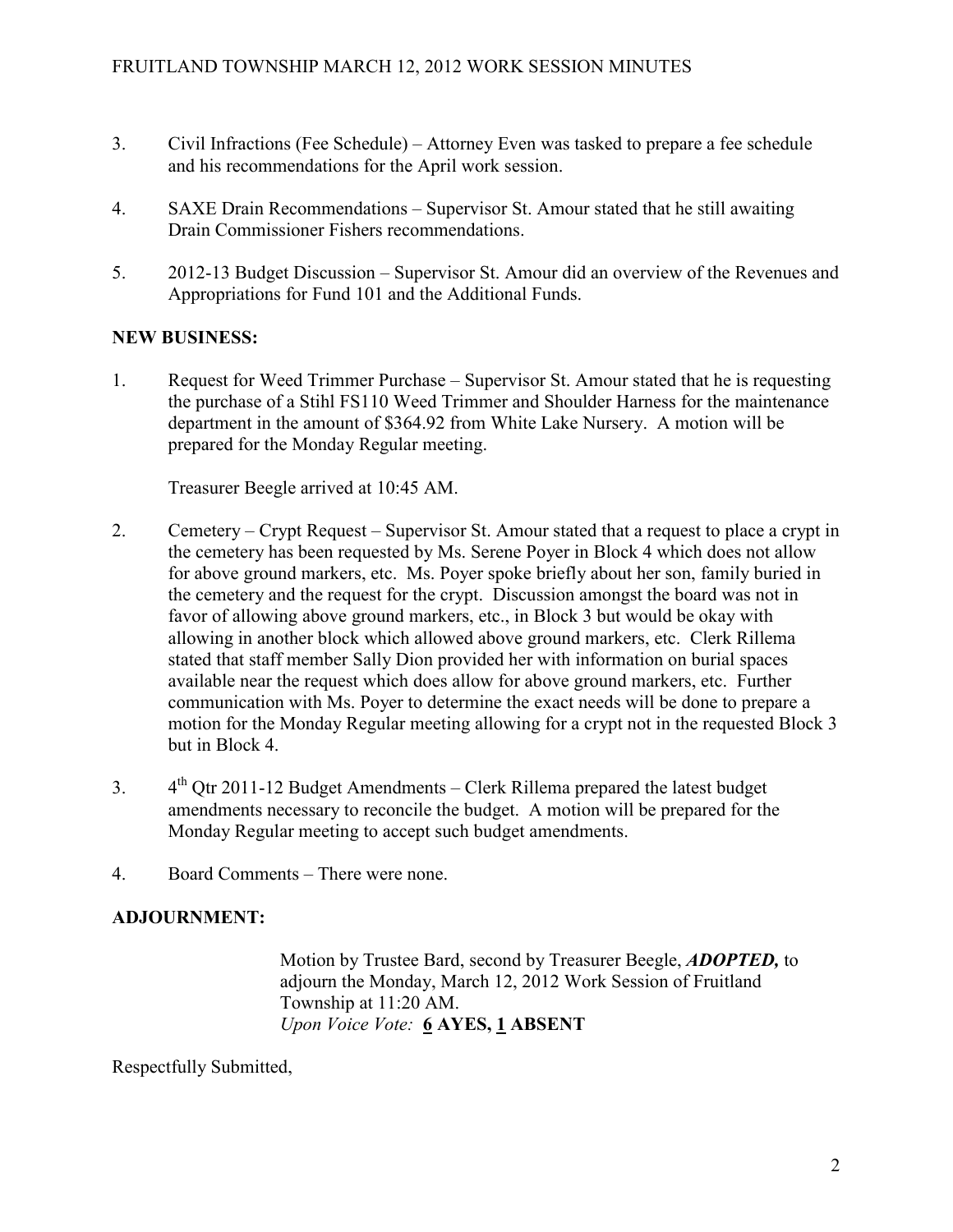3. Civil Infractions (Fee Schedule) – Attorney Even was tasked to prepare a fee schedule and his recommendations for the April work session.

4. SAXE Drain Recommendations – Supervisor St. Amour stated that he still awaiting Drain Commissioner Fishers recommendations.

5. 2012-13 Budget Discussion – Supervisor St. Amour did an overview of the Revenues and Appropriations for Fund 101 and the Additional Funds.

**NEW BUSINESS:**

1. Request for Weed Trimmer Purchase – Supervisor St. Amour stated that he is requesting the purchase of a Stihl FS110 Weed Trimmer and Shoulder Harness for the maintenance department in the amount of \$364.92 from White Lake Nursery. A motion will be prepared for the Monday Regular meeting.

   Treasurer Beegle arrived at 10:45 AM.

2. Cemetery – Crypt Request – Supervisor St. Amour stated that a request to place a crypt in the cemetery has been requested by Ms. Serene Poyer in Block 4 which does not allow for above ground markers, etc. Ms. Poyer spoke briefly about her son, family buried in the cemetery and the request for the crypt. Discussion amongst the board was not in favor of allowing above ground markers, etc., in Block 3 but would be okay with allowing in another block which allowed above ground markers, etc. Clerk Rillema stated that staff member Sally Dion provided her with information on burial spaces available near the request which does allow for above ground markers, etc. Further communication with Ms. Poyer to determine the exact needs will be done to prepare a motion for the Monday Regular meeting allowing for a crypt not in the requested Block 3 but in Block 4.

3. 4th Qtr 2011-12 Budget Amendments – Clerk Rillema prepared the latest budget amendments necessary to reconcile the budget. A motion will be prepared for the Monday Regular meeting to accept such budget amendments.

4. Board Comments – There were none.

**ADJOURNMENT:**

Motion by Trustee Bard, second by Treasurer Beegle, ***ADOPTED,*** to adjourn the Monday, March 12, 2012 Work Session of Fruitland Township at 11:20 AM.
*Upon Voice Vote:* **6 AYES, 1 ABSENT**

Respectfully Submitted,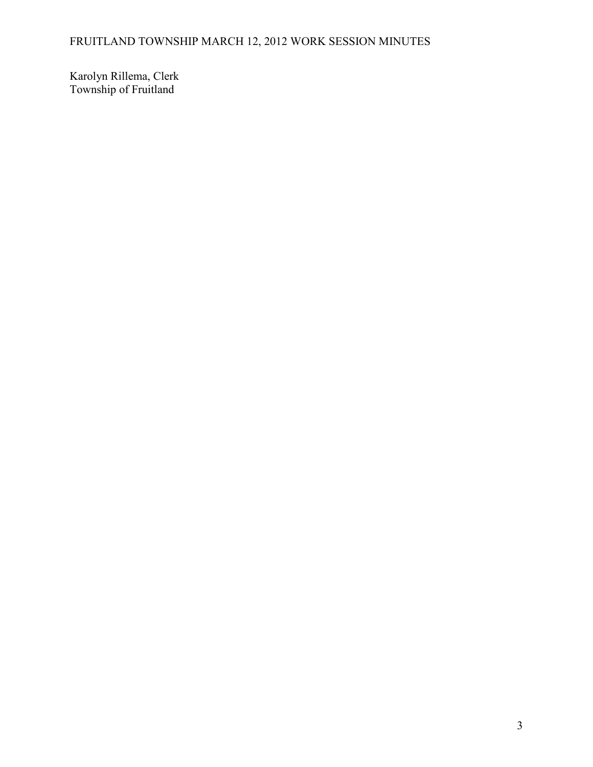Karolyn Rillema, Clerk
Township of Fruitland